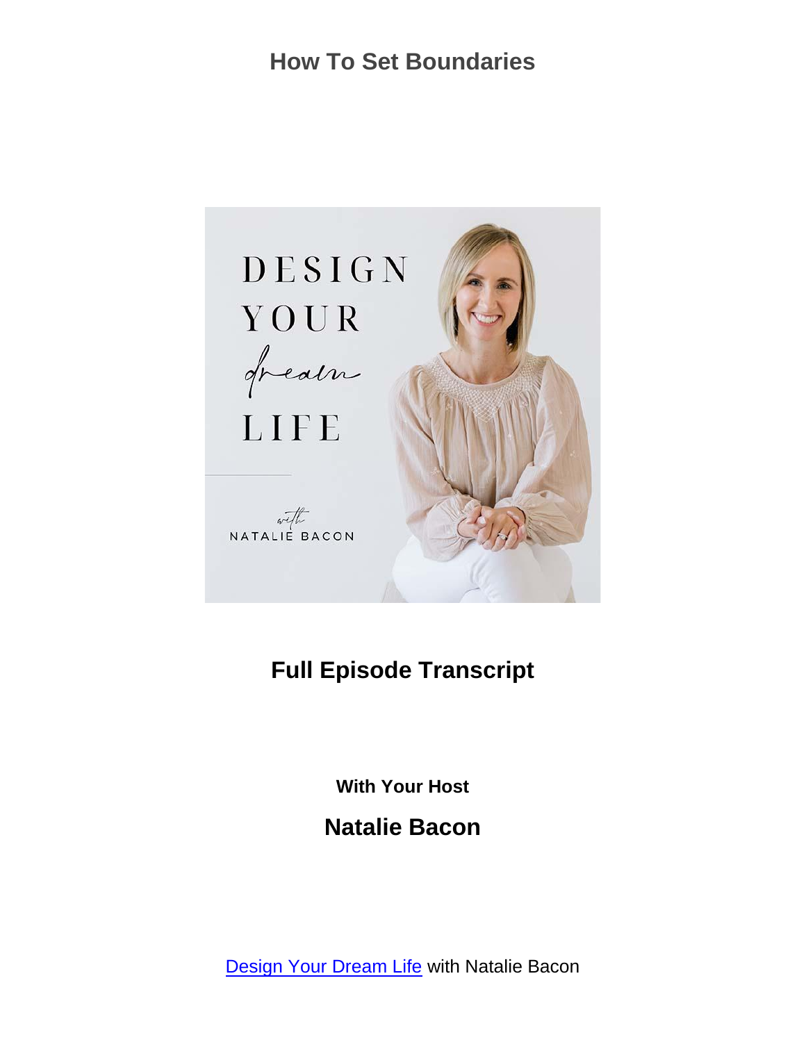# How To Set Boundaries

## Full Episode Transcript

**With Your Host**

## Natalie Bacon

[Design Your Dream Life](Design Your Dream Life) with Natalie Bacon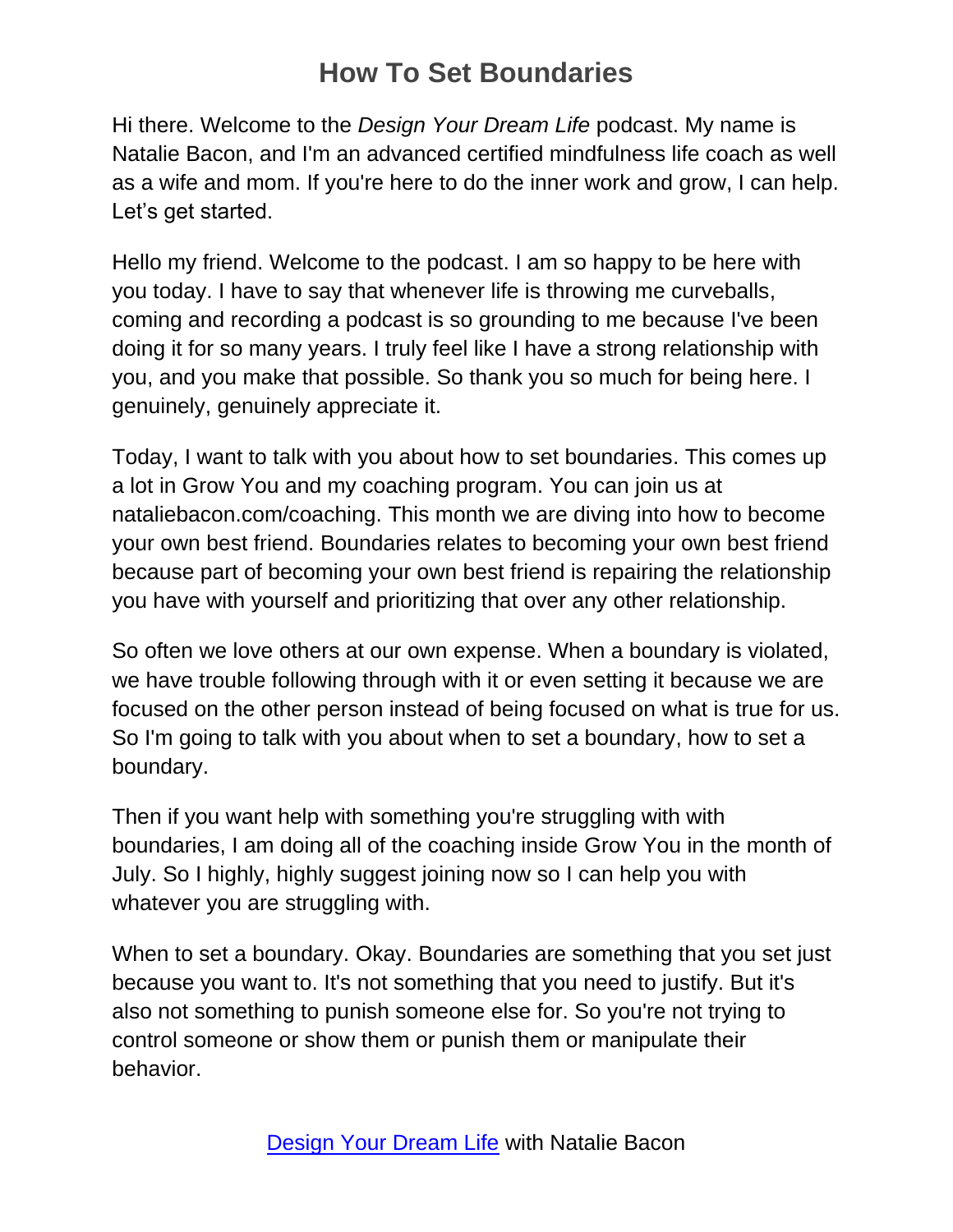# How To Set Boundaries

Hi there. Welcome to the *Design Your Dream Life* podcast. My name is Natalie Bacon, and I'm an advanced certified mindfulness life coach as well as a wife and mom. If you're here to do the inner work and grow, I can help. Let's get started.

Hello my friend. Welcome to the podcast. I am so happy to be here with you today. I have to say that whenever life is throwing me curveballs, coming and recording a podcast is so grounding to me because I've been doing it for so many years. I truly feel like I have a strong relationship with you, and you make that possible. So thank you so much for being here. I genuinely, genuinely appreciate it.

Today, I want to talk with you about how to set boundaries. This comes up a lot in Grow You and my coaching program. You can join us at nataliebacon.com/coaching. This month we are diving into how to become your own best friend. Boundaries relates to becoming your own best friend because part of becoming your own best friend is repairing the relationship you have with yourself and prioritizing that over any other relationship.

So often we love others at our own expense. When a boundary is violated, we have trouble following through with it or even setting it because we are focused on the other person instead of being focused on what is true for us. So I'm going to talk with you about when to set a boundary, how to set a boundary.

Then if you want help with something you're struggling with with boundaries, I am doing all of the coaching inside Grow You in the month of July. So I highly, highly suggest joining now so I can help you with whatever you are struggling with.

When to set a boundary. Okay. Boundaries are something that you set just because you want to. It's not something that you need to justify. But it's also not something to punish someone else for. So you're not trying to control someone or show them or punish them or manipulate their behavior.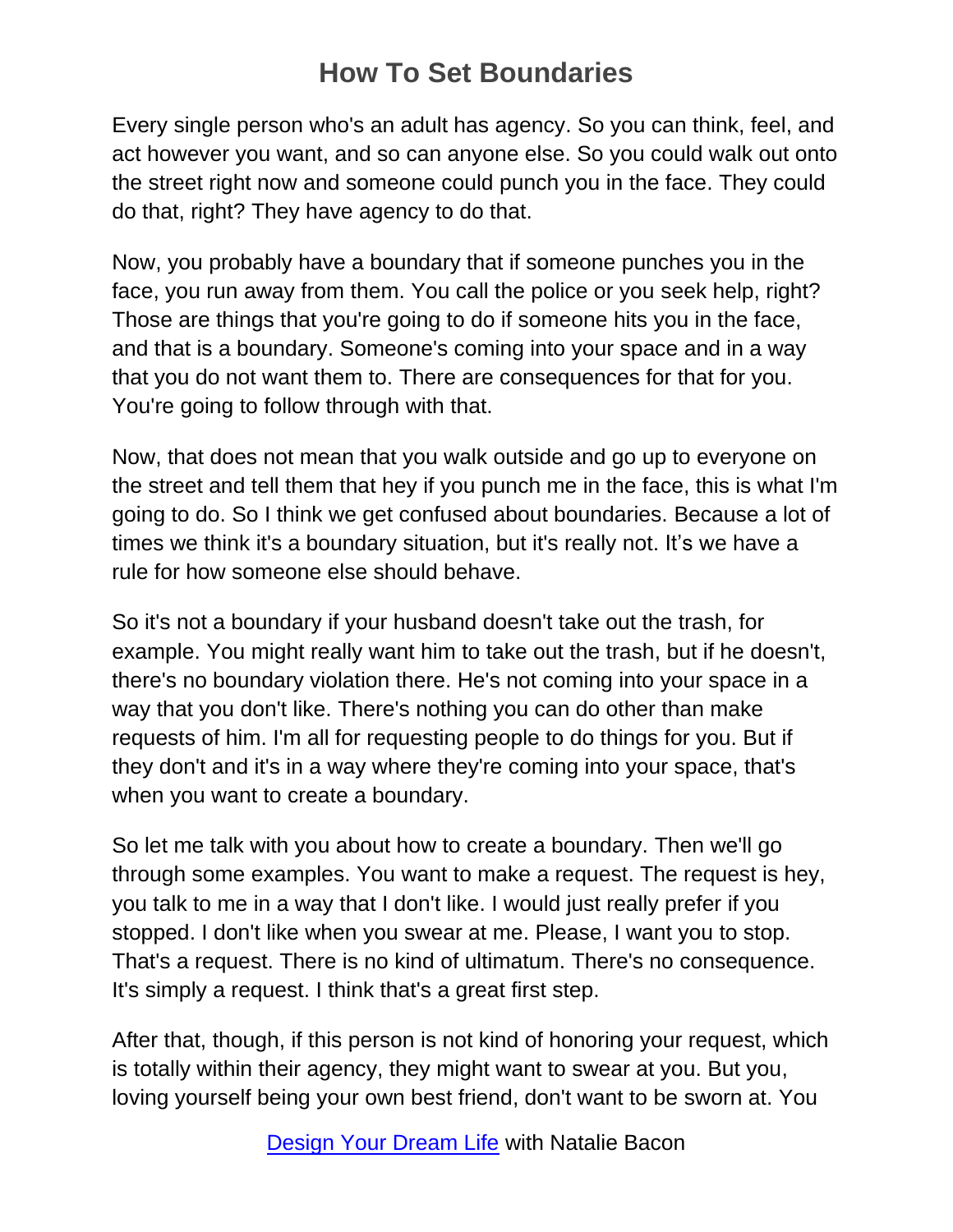# How To Set Boundaries

Every single person who's an adult has agency. So you can think, feel, and act however you want, and so can anyone else. So you could walk out onto the street right now and someone could punch you in the face. They could do that, right? They have agency to do that.

Now, you probably have a boundary that if someone punches you in the face, you run away from them. You call the police or you seek help, right? Those are things that you're going to do if someone hits you in the face, and that is a boundary. Someone's coming into your space and in a way that you do not want them to. There are consequences for that for you. You're going to follow through with that.

Now, that does not mean that you walk outside and go up to everyone on the street and tell them that hey if you punch me in the face, this is what I'm going to do. So I think we get confused about boundaries. Because a lot of times we think it's a boundary situation, but it's really not. It's we have a rule for how someone else should behave.

So it's not a boundary if your husband doesn't take out the trash, for example. You might really want him to take out the trash, but if he doesn't, there's no boundary violation there. He's not coming into your space in a way that you don't like. There's nothing you can do other than make requests of him. I'm all for requesting people to do things for you. But if they don't and it's in a way where they're coming into your space, that's when you want to create a boundary.

So let me talk with you about how to create a boundary. Then we'll go through some examples. You want to make a request. The request is hey, you talk to me in a way that I don't like. I would just really prefer if you stopped. I don't like when you swear at me. Please, I want you to stop. That's a request. There is no kind of ultimatum. There's no consequence. It's simply a request. I think that's a great first step.

After that, though, if this person is not kind of honoring your request, which is totally within their agency, they might want to swear at you. But you, loving yourself being your own best friend, don't want to be sworn at. You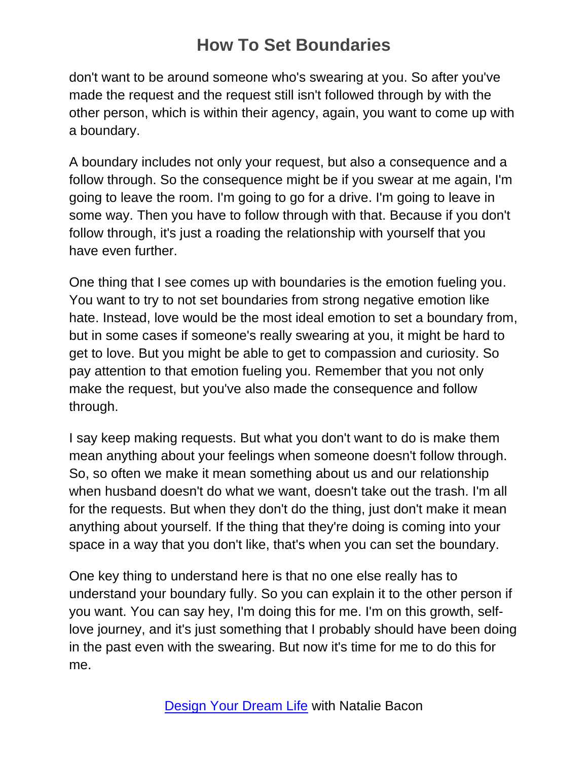don't want to be around someone who's swearing at you. So after you've made the request and the request still isn't followed through by with the other person, which is within their agency, again, you want to come up with a boundary.

A boundary includes not only your request, but also a consequence and a follow through. So the consequence might be if you swear at me again, I'm going to leave the room. I'm going to go for a drive. I'm going to leave in some way. Then you have to follow through with that. Because if you don't follow through, it's just a roading the relationship with yourself that you have even further.

One thing that I see comes up with boundaries is the emotion fueling you. You want to try to not set boundaries from strong negative emotion like hate. Instead, love would be the most ideal emotion to set a boundary from, but in some cases if someone's really swearing at you, it might be hard to get to love. But you might be able to get to compassion and curiosity. So pay attention to that emotion fueling you. Remember that you not only make the request, but you've also made the consequence and follow through.

I say keep making requests. But what you don't want to do is make them mean anything about your feelings when someone doesn't follow through. So, so often we make it mean something about us and our relationship when husband doesn't do what we want, doesn't take out the trash. I'm all for the requests. But when they don't do the thing, just don't make it mean anything about yourself. If the thing that they're doing is coming into your space in a way that you don't like, that's when you can set the boundary.

One key thing to understand here is that no one else really has to understand your boundary fully. So you can explain it to the other person if you want. You can say hey, I'm doing this for me. I'm on this growth, self-love journey, and it's just something that I probably should have been doing in the past even with the swearing. But now it's time for me to do this for me.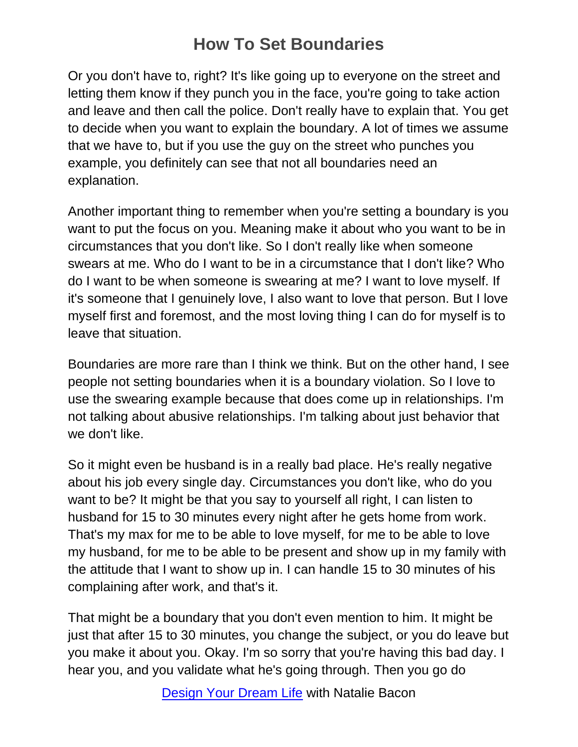Or you don't have to, right? It's like going up to everyone on the street and letting them know if they punch you in the face, you're going to take action and leave and then call the police. Don't really have to explain that. You get to decide when you want to explain the boundary. A lot of times we assume that we have to, but if you use the guy on the street who punches you example, you definitely can see that not all boundaries need an explanation.

Another important thing to remember when you're setting a boundary is you want to put the focus on you. Meaning make it about who you want to be in circumstances that you don't like. So I don't really like when someone swears at me. Who do I want to be in a circumstance that I don't like? Who do I want to be when someone is swearing at me? I want to love myself. If it's someone that I genuinely love, I also want to love that person. But I love myself first and foremost, and the most loving thing I can do for myself is to leave that situation.

Boundaries are more rare than I think we think. But on the other hand, I see people not setting boundaries when it is a boundary violation. So I love to use the swearing example because that does come up in relationships. I'm not talking about abusive relationships. I'm talking about just behavior that we don't like.

So it might even be husband is in a really bad place. He's really negative about his job every single day. Circumstances you don't like, who do you want to be? It might be that you say to yourself all right, I can listen to husband for 15 to 30 minutes every night after he gets home from work. That's my max for me to be able to love myself, for me to be able to love my husband, for me to be able to be present and show up in my family with the attitude that I want to show up in. I can handle 15 to 30 minutes of his complaining after work, and that's it.

That might be a boundary that you don't even mention to him. It might be just that after 15 to 30 minutes, you change the subject, or you do leave but you make it about you. Okay. I'm so sorry that you're having this bad day. I hear you, and you validate what he's going through. Then you go do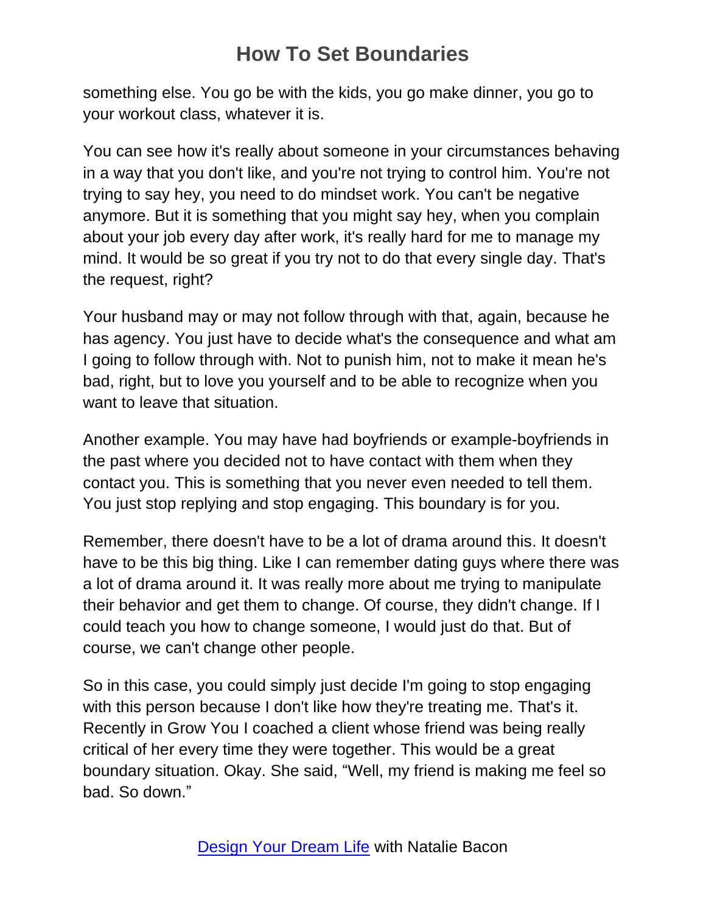something else. You go be with the kids, you go make dinner, you go to your workout class, whatever it is.

You can see how it's really about someone in your circumstances behaving in a way that you don't like, and you're not trying to control him. You're not trying to say hey, you need to do mindset work. You can't be negative anymore. But it is something that you might say hey, when you complain about your job every day after work, it's really hard for me to manage my mind. It would be so great if you try not to do that every single day. That's the request, right?

Your husband may or may not follow through with that, again, because he has agency. You just have to decide what's the consequence and what am I going to follow through with. Not to punish him, not to make it mean he's bad, right, but to love you yourself and to be able to recognize when you want to leave that situation.

Another example. You may have had boyfriends or example-boyfriends in the past where you decided not to have contact with them when they contact you. This is something that you never even needed to tell them. You just stop replying and stop engaging. This boundary is for you.

Remember, there doesn't have to be a lot of drama around this. It doesn't have to be this big thing. Like I can remember dating guys where there was a lot of drama around it. It was really more about me trying to manipulate their behavior and get them to change. Of course, they didn't change. If I could teach you how to change someone, I would just do that. But of course, we can't change other people.

So in this case, you could simply just decide I'm going to stop engaging with this person because I don't like how they're treating me. That's it. Recently in Grow You I coached a client whose friend was being really critical of her every time they were together. This would be a great boundary situation. Okay. She said, "Well, my friend is making me feel so bad. So down."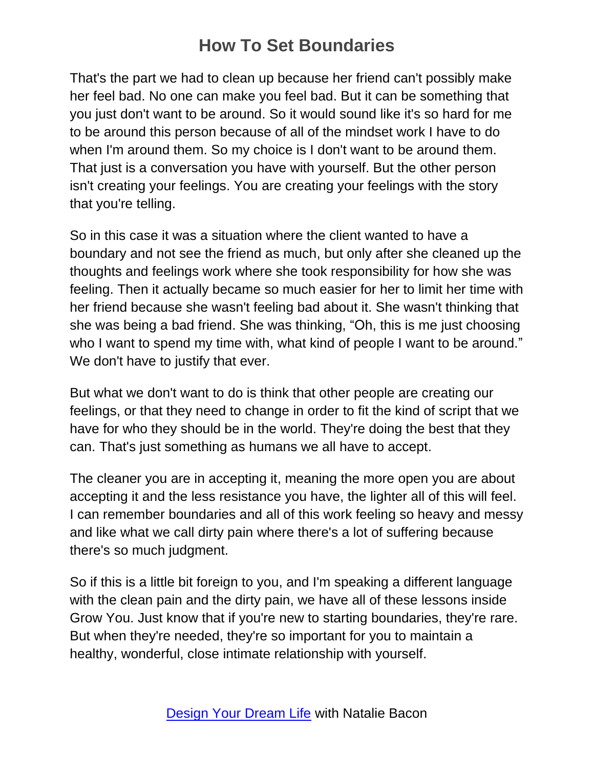That's the part we had to clean up because her friend can't possibly make her feel bad. No one can make you feel bad. But it can be something that you just don't want to be around. So it would sound like it's so hard for me to be around this person because of all of the mindset work I have to do when I'm around them. So my choice is I don't want to be around them. That just is a conversation you have with yourself. But the other person isn't creating your feelings. You are creating your feelings with the story that you're telling.

So in this case it was a situation where the client wanted to have a boundary and not see the friend as much, but only after she cleaned up the thoughts and feelings work where she took responsibility for how she was feeling. Then it actually became so much easier for her to limit her time with her friend because she wasn't feeling bad about it. She wasn't thinking that she was being a bad friend. She was thinking, "Oh, this is me just choosing who I want to spend my time with, what kind of people I want to be around." We don't have to justify that ever.

But what we don't want to do is think that other people are creating our feelings, or that they need to change in order to fit the kind of script that we have for who they should be in the world. They're doing the best that they can. That's just something as humans we all have to accept.

The cleaner you are in accepting it, meaning the more open you are about accepting it and the less resistance you have, the lighter all of this will feel. I can remember boundaries and all of this work feeling so heavy and messy and like what we call dirty pain where there's a lot of suffering because there's so much judgment.

So if this is a little bit foreign to you, and I'm speaking a different language with the clean pain and the dirty pain, we have all of these lessons inside Grow You. Just know that if you're new to starting boundaries, they're rare. But when they're needed, they're so important for you to maintain a healthy, wonderful, close intimate relationship with yourself.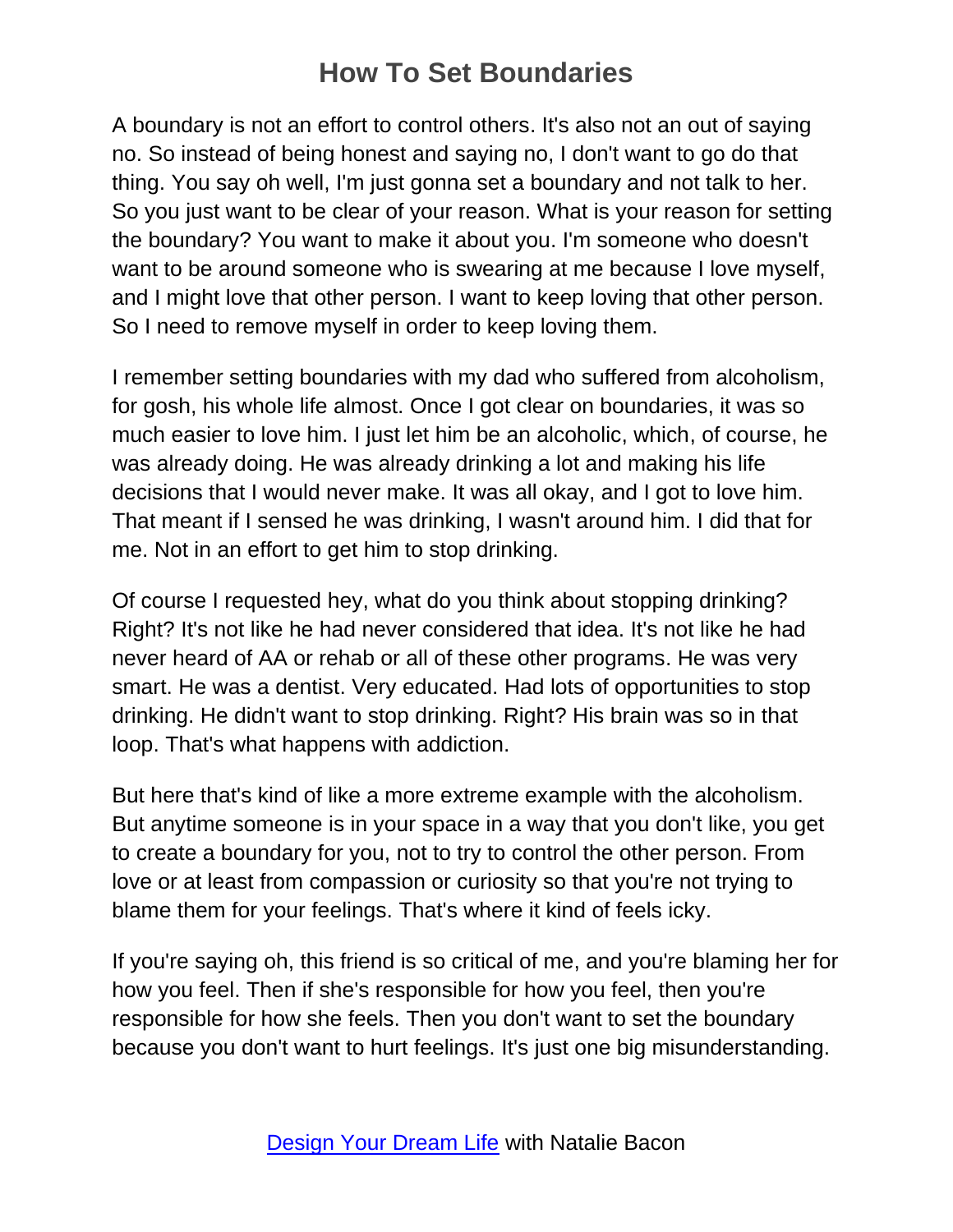A boundary is not an effort to control others. It's also not an out of saying no. So instead of being honest and saying no, I don't want to go do that thing. You say oh well, I'm just gonna set a boundary and not talk to her. So you just want to be clear of your reason. What is your reason for setting the boundary? You want to make it about you. I'm someone who doesn't want to be around someone who is swearing at me because I love myself, and I might love that other person. I want to keep loving that other person. So I need to remove myself in order to keep loving them.

I remember setting boundaries with my dad who suffered from alcoholism, for gosh, his whole life almost. Once I got clear on boundaries, it was so much easier to love him. I just let him be an alcoholic, which, of course, he was already doing. He was already drinking a lot and making his life decisions that I would never make. It was all okay, and I got to love him. That meant if I sensed he was drinking, I wasn't around him. I did that for me. Not in an effort to get him to stop drinking.

Of course I requested hey, what do you think about stopping drinking? Right? It's not like he had never considered that idea. It's not like he had never heard of AA or rehab or all of these other programs. He was very smart. He was a dentist. Very educated. Had lots of opportunities to stop drinking. He didn't want to stop drinking. Right? His brain was so in that loop. That's what happens with addiction.

But here that's kind of like a more extreme example with the alcoholism. But anytime someone is in your space in a way that you don't like, you get to create a boundary for you, not to try to control the other person. From love or at least from compassion or curiosity so that you're not trying to blame them for your feelings. That's where it kind of feels icky.

If you're saying oh, this friend is so critical of me, and you're blaming her for how you feel. Then if she's responsible for how you feel, then you're responsible for how she feels. Then you don't want to set the boundary because you don't want to hurt feelings. It's just one big misunderstanding.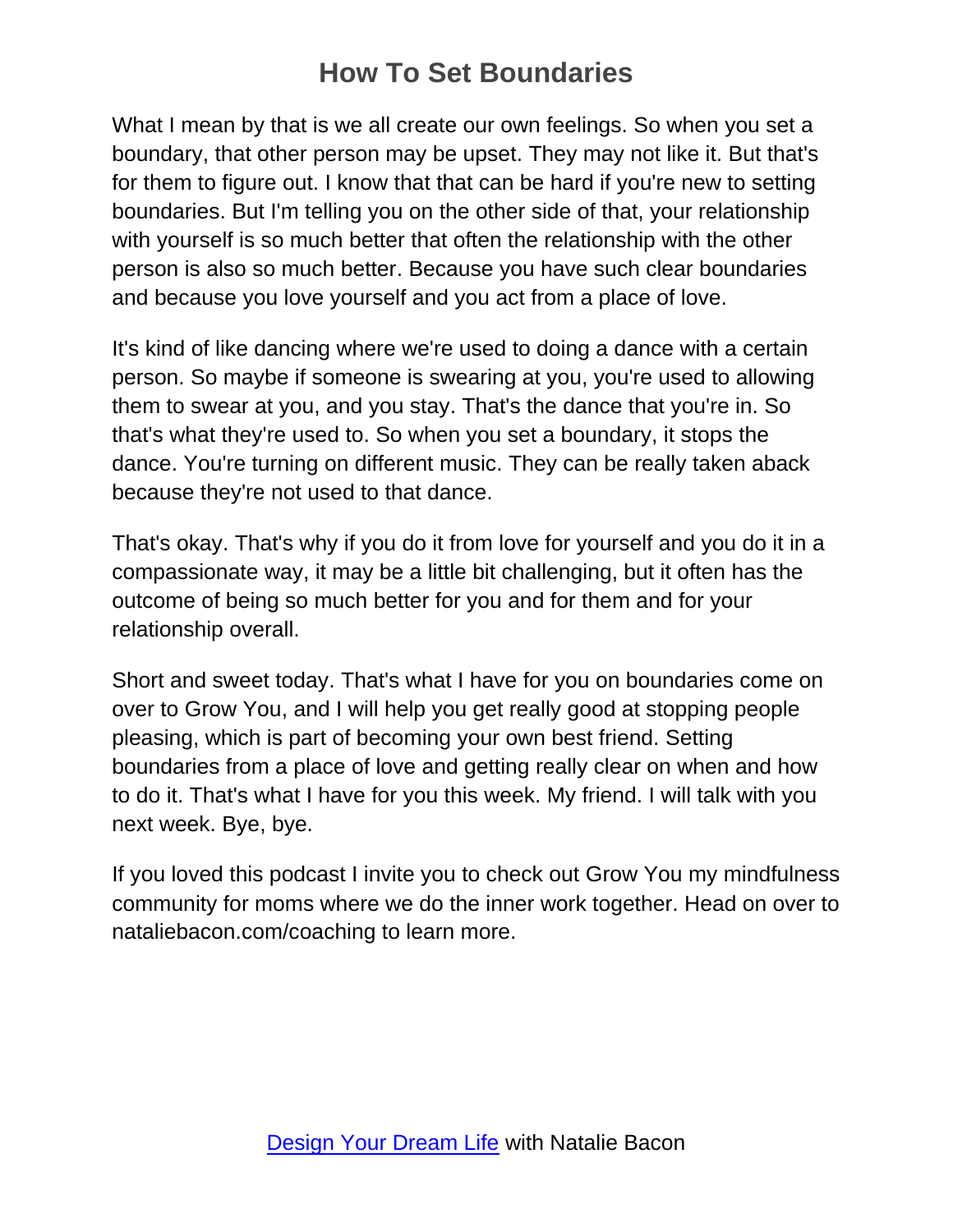What I mean by that is we all create our own feelings. So when you set a boundary, that other person may be upset. They may not like it. But that's for them to figure out. I know that that can be hard if you're new to setting boundaries. But I'm telling you on the other side of that, your relationship with yourself is so much better that often the relationship with the other person is also so much better. Because you have such clear boundaries and because you love yourself and you act from a place of love.

It's kind of like dancing where we're used to doing a dance with a certain person. So maybe if someone is swearing at you, you're used to allowing them to swear at you, and you stay. That's the dance that you're in. So that's what they're used to. So when you set a boundary, it stops the dance. You're turning on different music. They can be really taken aback because they're not used to that dance.

That's okay. That's why if you do it from love for yourself and you do it in a compassionate way, it may be a little bit challenging, but it often has the outcome of being so much better for you and for them and for your relationship overall.

Short and sweet today. That's what I have for you on boundaries come on over to Grow You, and I will help you get really good at stopping people pleasing, which is part of becoming your own best friend. Setting boundaries from a place of love and getting really clear on when and how to do it. That's what I have for you this week. My friend. I will talk with you next week. Bye, bye.

If you loved this podcast I invite you to check out Grow You my mindfulness community for moms where we do the inner work together. Head on over to nataliebacon.com/coaching to learn more.